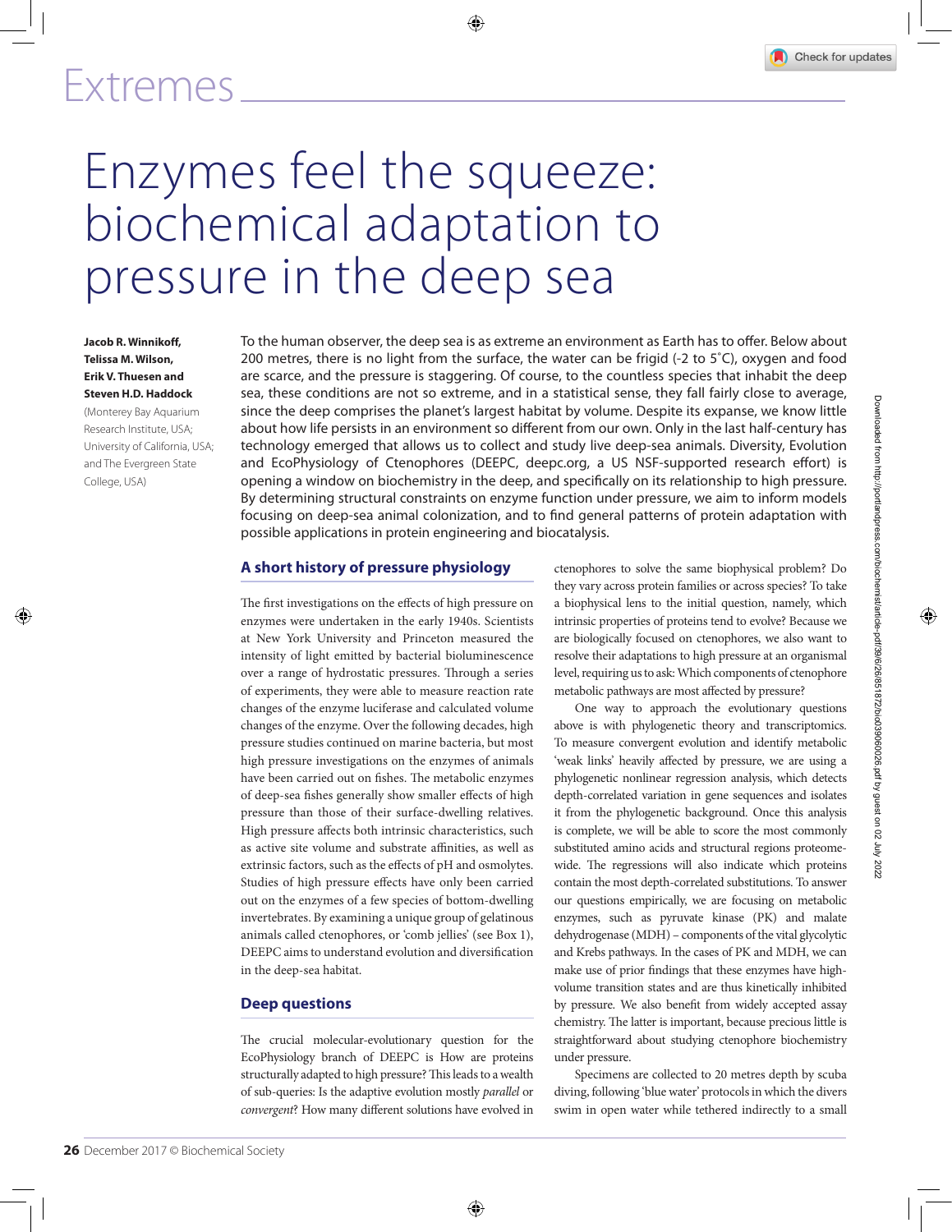# Extremes

# Enzymes feel the squeeze: biochemical adaptation to pressure in the deep sea

**Jacob R. Winnikoff, Telissa M. Wilson, Erik V. Thuesen and Steven H.D. Haddock**

(Monterey Bay Aquarium Research Institute, USA; University of California, USA; and The Evergreen State College, USA)

To the human observer, the deep sea is as extreme an environment as Earth has to offer. Below about 200 metres, there is no light from the surface, the water can be frigid (-2 to 5˚C), oxygen and food are scarce, and the pressure is staggering. Of course, to the countless species that inhabit the deep sea, these conditions are not so extreme, and in a statistical sense, they fall fairly close to average, since the deep comprises the planet's largest habitat by volume. Despite its expanse, we know little about how life persists in an environment so different from our own. Only in the last half-century has technology emerged that allows us to collect and study live deep-sea animals. Diversity, Evolution and EcoPhysiology of Ctenophores (DEEPC, deepc.org, a US NSF-supported research effort) is opening a window on biochemistry in the deep, and specifically on its relationship to high pressure. By determining structural constraints on enzyme function under pressure, we aim to inform models focusing on deep-sea animal colonization, and to find general patterns of protein adaptation with possible applications in protein engineering and biocatalysis.

## A short history of pressure physiology

The first investigations on the effects of high pressure on enzymes were undertaken in the early 1940s. Scientists at New York University and Princeton measured the intensity of light emitted by bacterial bioluminescence over a range of hydrostatic pressures. Through a series of experiments, they were able to measure reaction rate changes of the enzyme luciferase and calculated volume changes of the enzyme. Over the following decades, high pressure studies continued on marine bacteria, but most high pressure investigations on the enzymes of animals have been carried out on fishes. The metabolic enzymes of deep-sea fishes generally show smaller effects of high pressure than those of their surface-dwelling relatives. High pressure affects both intrinsic characteristics, such as active site volume and substrate affinities, as well as extrinsic factors, such as the effects of pH and osmolytes. Studies of high pressure effects have only been carried out on the enzymes of a few species of bottom-dwelling invertebrates. By examining a unique group of gelatinous animals called ctenophores, or 'comb jellies' (see Box 1), DEEPC aims to understand evolution and diversification in the deep-sea habitat.

## Deep questions

The crucial molecular-evolutionary question for the EcoPhysiology branch of DEEPC is How are proteins structurally adapted to high pressure? This leads to a wealth of sub-queries: Is the adaptive evolution mostly *parallel* or *convergent*? How many different solutions have evolved in ctenophores to solve the same biophysical problem? Do they vary across protein families or across species? To take a biophysical lens to the initial question, namely, which intrinsic properties of proteins tend to evolve? Because we are biologically focused on ctenophores, we also want to resolve their adaptations to high pressure at an organismal level, requiring us to ask: Which components of ctenophore metabolic pathways are most affected by pressure?

One way to approach the evolutionary questions above is with phylogenetic theory and transcriptomics. To measure convergent evolution and identify metabolic 'weak links' heavily affected by pressure, we are using a phylogenetic nonlinear regression analysis, which detects depth-correlated variation in gene sequences and isolates it from the phylogenetic background. Once this analysis is complete, we will be able to score the most commonly substituted amino acids and structural regions proteome-wide. The regressions will also indicate which proteins contain the most depth-correlated substitutions. To answer our questions empirically, we are focusing on metabolic enzymes, such as pyruvate kinase (PK) and malate dehydrogenase (MDH) – components of the vital glycolytic and Krebs pathways. In the cases of PK and MDH, we can make use of prior findings that these enzymes have high-volume transition states and are thus kinetically inhibited by pressure. We also benefit from widely accepted assay chemistry. The latter is important, because precious little is straightforward about studying ctenophore biochemistry under pressure.

Specimens are collected to 20 metres depth by scuba diving, following 'blue water' protocols in which the divers swim in open water while tethered indirectly to a small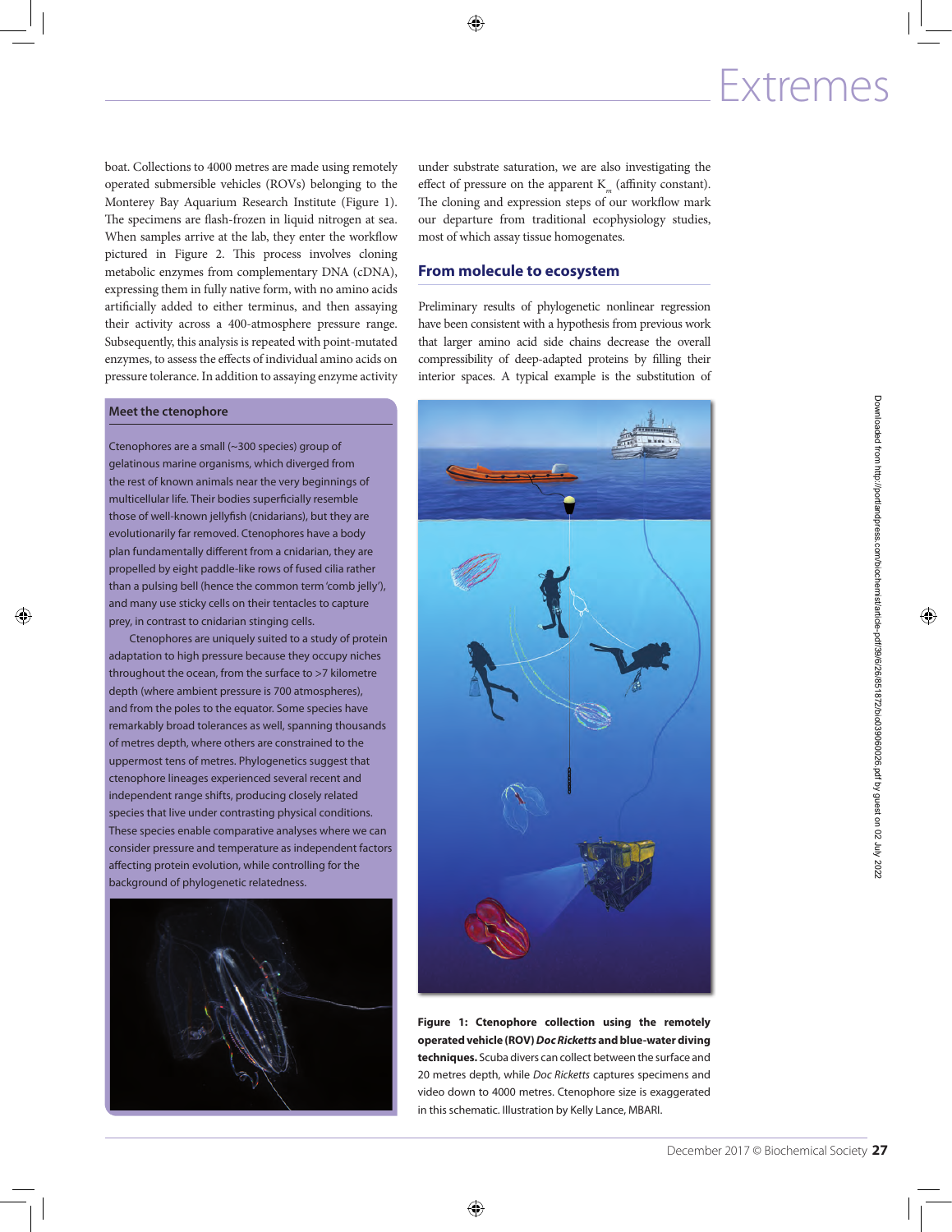boat. Collections to 4000 metres are made using remotely operated submersible vehicles (ROVs) belonging to the Monterey Bay Aquarium Research Institute (Figure 1). The specimens are flash-frozen in liquid nitrogen at sea. When samples arrive at the lab, they enter the workflow pictured in Figure 2. This process involves cloning metabolic enzymes from complementary DNA (cDNA), expressing them in fully native form, with no amino acids artificially added to either terminus, and then assaying their activity across a 400-atmosphere pressure range. Subsequently, this analysis is repeated with point-mutated enzymes, to assess the effects of individual amino acids on pressure tolerance. In addition to assaying enzyme activity under substrate saturation, we are also investigating the effect of pressure on the apparent $K_m$ (affinity constant). The cloning and expression steps of our workflow mark our departure from traditional ecophysiology studies, most of which assay tissue homogenates.

### Meet the ctenophore

Ctenophores are a small (~300 species) group of gelatinous marine organisms, which diverged from the rest of known animals near the very beginnings of multicellular life. Their bodies superficially resemble those of well-known jellyfish (cnidarians), but they are evolutionarily far removed. Ctenophores have a body plan fundamentally different from a cnidarian, they are propelled by eight paddle-like rows of fused cilia rather than a pulsing bell (hence the common term 'comb jelly'), and many use sticky cells on their tentacles to capture prey, in contrast to cnidarian stinging cells.

Ctenophores are uniquely suited to a study of protein adaptation to high pressure because they occupy niches throughout the ocean, from the surface to >7 kilometre depth (where ambient pressure is 700 atmospheres), and from the poles to the equator. Some species have remarkably broad tolerances as well, spanning thousands of metres depth, where others are constrained to the uppermost tens of metres. Phylogenetics suggest that ctenophore lineages experienced several recent and independent range shifts, producing closely related species that live under contrasting physical conditions. These species enable comparative analyses where we can consider pressure and temperature as independent factors affecting protein evolution, while controlling for the background of phylogenetic relatedness.

## From molecule to ecosystem

Preliminary results of phylogenetic nonlinear regression have been consistent with a hypothesis from previous work that larger amino acid side chains decrease the overall compressibility of deep-adapted proteins by filling their interior spaces. A typical example is the substitution of

**Figure 1: Ctenophore collection using the remotely operated vehicle (ROV) *Doc Ricketts* and blue-water diving techniques.** Scuba divers can collect between the surface and 20 metres depth, while *Doc Ricketts* captures specimens and video down to 4000 metres. Ctenophore size is exaggerated in this schematic. Illustration by Kelly Lance, MBARI.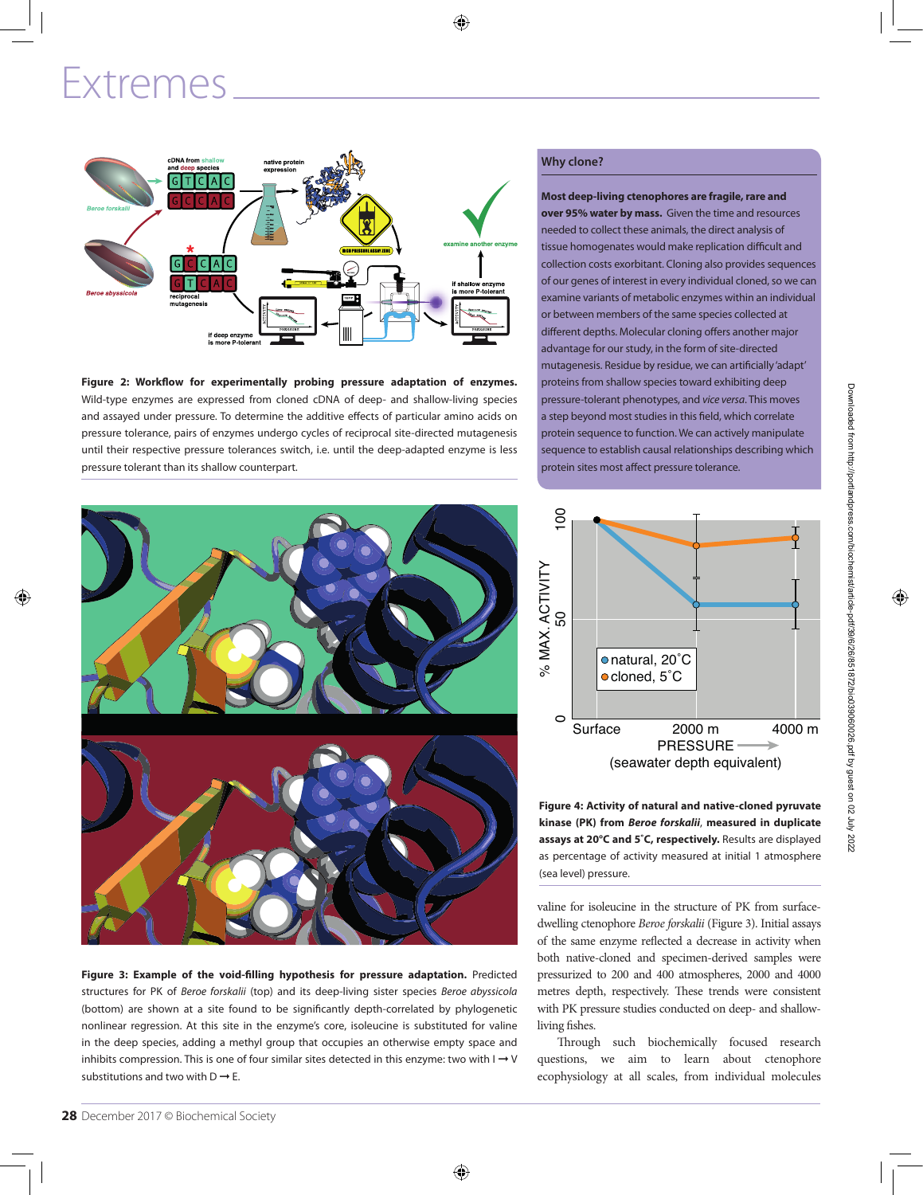# Extremes

**Figure 2: Workflow for experimentally probing pressure adaptation of enzymes.** Wild-type enzymes are expressed from cloned cDNA of deep- and shallow-living species and assayed under pressure. To determine the additive effects of particular amino acids on pressure tolerance, pairs of enzymes undergo cycles of reciprocal site-directed mutagenesis until their respective pressure tolerances switch, i.e. until the deep-adapted enzyme is less pressure tolerant than its shallow counterpart.

## Why clone?

**Most deep-living ctenophores are fragile, rare and over 95% water by mass.** Given the time and resources needed to collect these animals, the direct analysis of tissue homogenates would make replication difficult and collection costs exorbitant. Cloning also provides sequences of our genes of interest in every individual cloned, so we can examine variants of metabolic enzymes within an individual or between members of the same species collected at different depths. Molecular cloning offers another major advantage for our study, in the form of site-directed mutagenesis. Residue by residue, we can artificially 'adapt' proteins from shallow species toward exhibiting deep pressure-tolerant phenotypes, and *vice versa*. This moves a step beyond most studies in this field, which correlate protein sequence to function. We can actively manipulate sequence to establish causal relationships describing which protein sites most affect pressure tolerance.

**Figure 3: Example of the void-filling hypothesis for pressure adaptation.** Predicted structures for PK of *Beroe forskalii* (top) and its deep-living sister species *Beroe abyssicola* (bottom) are shown at a site found to be significantly depth-correlated by phylogenetic nonlinear regression. At this site in the enzyme's core, isoleucine is substituted for valine in the deep species, adding a methyl group that occupies an otherwise empty space and inhibits compression. This is one of four similar sites detected in this enzyme: two with I → V substitutions and two with D → E.

**Figure 4: Activity of natural and native-cloned pyruvate kinase (PK) from *Beroe forskalii*, measured in duplicate assays at 20°C and 5°C, respectively.** Results are displayed as percentage of activity measured at initial 1 atmosphere (sea level) pressure.

valine for isoleucine in the structure of PK from surface-dwelling ctenophore *Beroe forskalii* (Figure 3). Initial assays of the same enzyme reflected a decrease in activity when both native-cloned and specimen-derived samples were pressurized to 200 and 400 atmospheres, 2000 and 4000 metres depth, respectively. These trends were consistent with PK pressure studies conducted on deep- and shallow-living fishes.

Through such biochemically focused research questions, we aim to learn about ctenophore ecophysiology at all scales, from individual molecules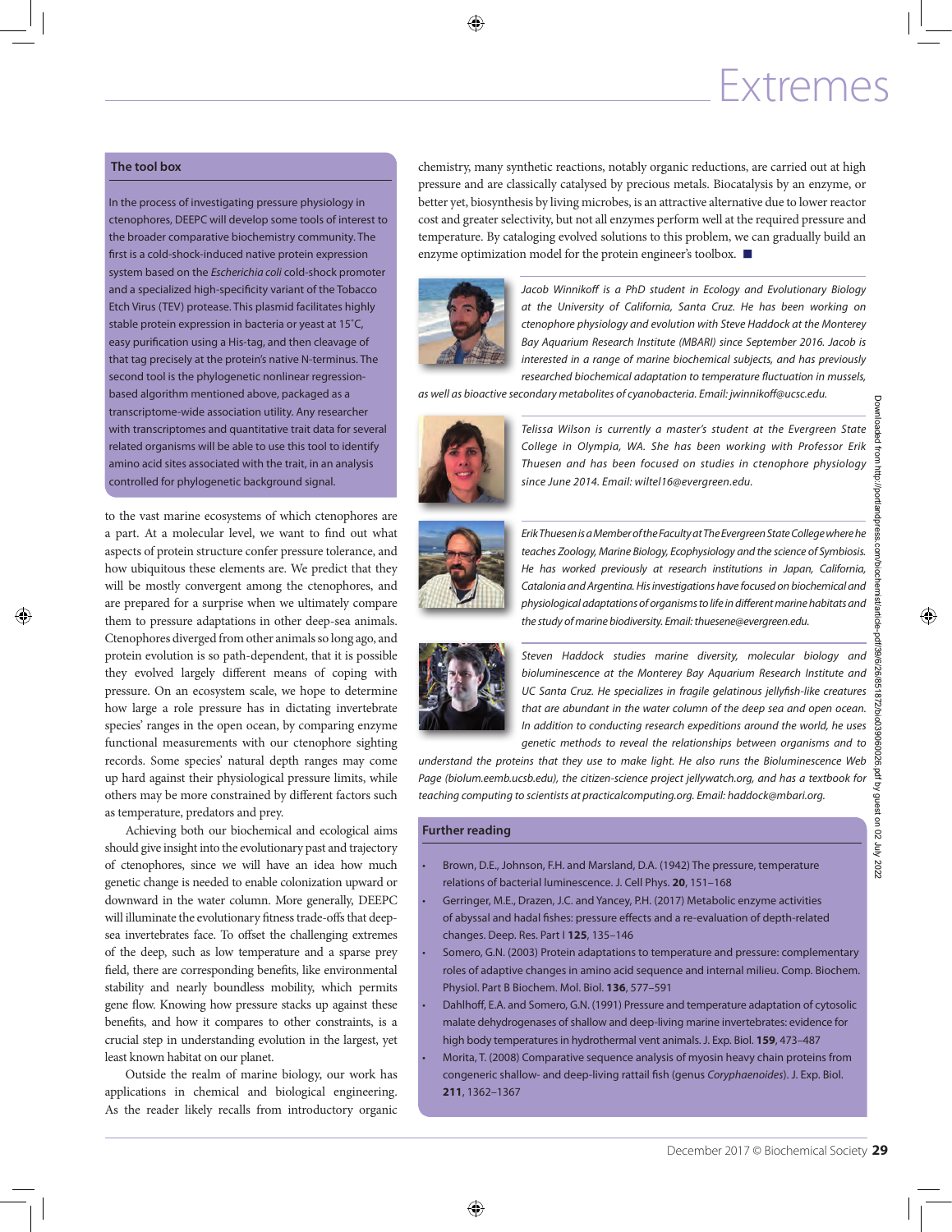## The tool box

In the process of investigating pressure physiology in ctenophores, DEEPC will develop some tools of interest to the broader comparative biochemistry community. The first is a cold-shock-induced native protein expression system based on the *Escherichia coli* cold-shock promoter and a specialized high-specificity variant of the Tobacco Etch Virus (TEV) protease. This plasmid facilitates highly stable protein expression in bacteria or yeast at 15˚C, easy purification using a His-tag, and then cleavage of that tag precisely at the protein's native N-terminus. The second tool is the phylogenetic nonlinear regression-based algorithm mentioned above, packaged as a transcriptome-wide association utility. Any researcher with transcriptomes and quantitative trait data for several related organisms will be able to use this tool to identify amino acid sites associated with the trait, in an analysis controlled for phylogenetic background signal.

to the vast marine ecosystems of which ctenophores are a part. At a molecular level, we want to find out what aspects of protein structure confer pressure tolerance, and how ubiquitous these elements are. We predict that they will be mostly convergent among the ctenophores, and are prepared for a surprise when we ultimately compare them to pressure adaptations in other deep-sea animals. Ctenophores diverged from other animals so long ago, and protein evolution is so path-dependent, that it is possible they evolved largely different means of coping with pressure. On an ecosystem scale, we hope to determine how large a role pressure has in dictating invertebrate species' ranges in the open ocean, by comparing enzyme functional measurements with our ctenophore sighting records. Some species' natural depth ranges may come up hard against their physiological pressure limits, while others may be more constrained by different factors such as temperature, predators and prey.

Achieving both our biochemical and ecological aims should give insight into the evolutionary past and trajectory of ctenophores, since we will have an idea how much genetic change is needed to enable colonization upward or downward in the water column. More generally, DEEPC will illuminate the evolutionary fitness trade-offs that deep-sea invertebrates face. To offset the challenging extremes of the deep, such as low temperature and a sparse prey field, there are corresponding benefits, like environmental stability and nearly boundless mobility, which permits gene flow. Knowing how pressure stacks up against these benefits, and how it compares to other constraints, is a crucial step in understanding evolution in the largest, yet least known habitat on our planet.

Outside the realm of marine biology, our work has applications in chemical and biological engineering. As the reader likely recalls from introductory organic chemistry, many synthetic reactions, notably organic reductions, are carried out at high pressure and are classically catalysed by precious metals. Biocatalysis by an enzyme, or better yet, biosynthesis by living microbes, is an attractive alternative due to lower reactor cost and greater selectivity, but not all enzymes perform well at the required pressure and temperature. By cataloging evolved solutions to this problem, we can gradually build an enzyme optimization model for the protein engineer's toolbox. ■

*Jacob Winnikoff is a PhD student in Ecology and Evolutionary Biology at the University of California, Santa Cruz. He has been working on ctenophore physiology and evolution with Steve Haddock at the Monterey Bay Aquarium Research Institute (MBARI) since September 2016. Jacob is interested in a range of marine biochemical subjects, and has previously researched biochemical adaptation to temperature fluctuation in mussels, as well as bioactive secondary metabolites of cyanobacteria. Email: jwinnikoff@ucsc.edu.*

*Telissa Wilson is currently a master's student at the Evergreen State College in Olympia, WA. She has been working with Professor Erik Thuesen and has been focused on studies in ctenophore physiology since June 2014. Email: wiltel16@evergreen.edu.*

*Erik Thuesen is a Member of the Faculty at The Evergreen State College where he teaches Zoology, Marine Biology, Ecophysiology and the science of Symbiosis. He has worked previously at research institutions in Japan, California, Catalonia and Argentina. His investigations have focused on biochemical and physiological adaptations of organisms to life in different marine habitats and the study of marine biodiversity. Email: thuesene@evergreen.edu.*

*Steven Haddock studies marine diversity, molecular biology and bioluminescence at the Monterey Bay Aquarium Research Institute and UC Santa Cruz. He specializes in fragile gelatinous jellyfish-like creatures that are abundant in the water column of the deep sea and open ocean. In addition to conducting research expeditions around the world, he uses genetic methods to reveal the relationships between organisms and to understand the proteins that they use to make light. He also runs the Bioluminescence Web Page (biolum.eemb.ucsb.edu), the citizen-science project jellywatch.org, and has a textbook for teaching computing to scientists at practicalcomputing.org. Email: haddock@mbari.org.*

## Further reading

- Brown, D.E., Johnson, F.H. and Marsland, D.A. (1942) The pressure, temperature relations of bacterial luminescence. J. Cell Phys. **20**, 151–168
- Gerringer, M.E., Drazen, J.C. and Yancey, P.H. (2017) Metabolic enzyme activities of abyssal and hadal fishes: pressure effects and a re-evaluation of depth-related changes. Deep. Res. Part I **125**, 135–146
- Somero, G.N. (2003) Protein adaptations to temperature and pressure: complementary roles of adaptive changes in amino acid sequence and internal milieu. Comp. Biochem. Physiol. Part B Biochem. Mol. Biol. **136**, 577–591
- Dahlhoff, E.A. and Somero, G.N. (1991) Pressure and temperature adaptation of cytosolic malate dehydrogenases of shallow and deep-living marine invertebrates: evidence for high body temperatures in hydrothermal vent animals. J. Exp. Biol. **159**, 473–487
- Morita, T. (2008) Comparative sequence analysis of myosin heavy chain proteins from congeneric shallow- and deep-living rattail fish (genus *Coryphaenoides*). J. Exp. Biol. **211**, 1362–1367